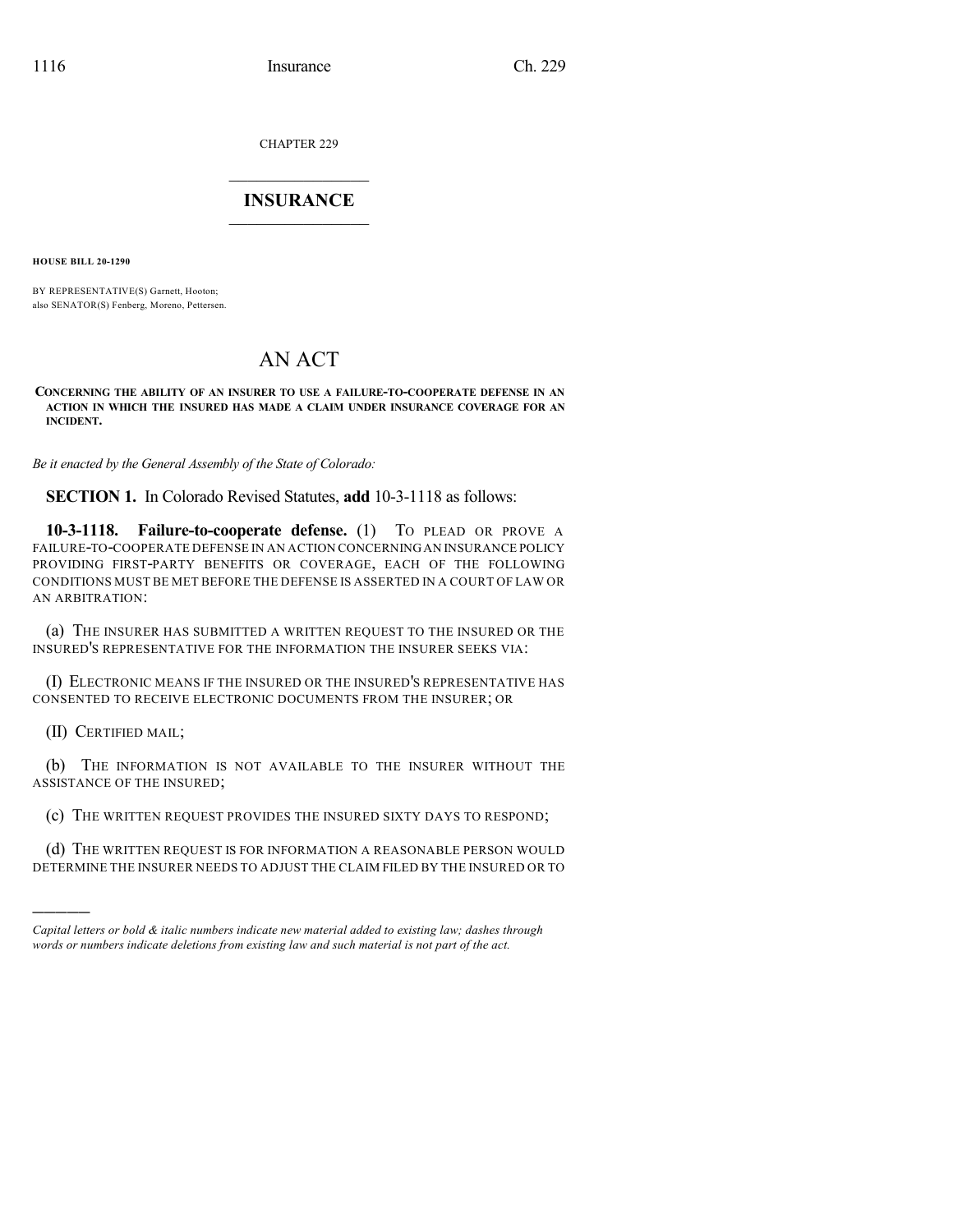CHAPTER 229

# INSURANCE

**HOUSE BILL 20-1290**

BY REPRESENTATIVE(S) Garnett, Hooton;
also SENATOR(S) Fenberg, Moreno, Pettersen.

# AN ACT

**CONCERNING THE ABILITY OF AN INSURER TO USE A FAILURE-TO-COOPERATE DEFENSE IN AN ACTION IN WHICH THE INSURED HAS MADE A CLAIM UNDER INSURANCE COVERAGE FOR AN INCIDENT.**

*Be it enacted by the General Assembly of the State of Colorado:*

**SECTION 1.** In Colorado Revised Statutes, **add** 10-3-1118 as follows:

**10-3-1118. Failure-to-cooperate defense.** (1) TO PLEAD OR PROVE A FAILURE-TO-COOPERATE DEFENSE IN AN ACTION CONCERNING AN INSURANCE POLICY PROVIDING FIRST-PARTY BENEFITS OR COVERAGE, EACH OF THE FOLLOWING CONDITIONS MUST BE MET BEFORE THE DEFENSE IS ASSERTED IN A COURT OF LAW OR AN ARBITRATION:

(a) THE INSURER HAS SUBMITTED A WRITTEN REQUEST TO THE INSURED OR THE INSURED'S REPRESENTATIVE FOR THE INFORMATION THE INSURER SEEKS VIA:

(I) ELECTRONIC MEANS IF THE INSURED OR THE INSURED'S REPRESENTATIVE HAS CONSENTED TO RECEIVE ELECTRONIC DOCUMENTS FROM THE INSURER; OR

(II) CERTIFIED MAIL;

(b) THE INFORMATION IS NOT AVAILABLE TO THE INSURER WITHOUT THE ASSISTANCE OF THE INSURED;

(c) THE WRITTEN REQUEST PROVIDES THE INSURED SIXTY DAYS TO RESPOND;

(d) THE WRITTEN REQUEST IS FOR INFORMATION A REASONABLE PERSON WOULD DETERMINE THE INSURER NEEDS TO ADJUST THE CLAIM FILED BY THE INSURED OR TO

---

*Capital letters or bold & italic numbers indicate new material added to existing law; dashes through words or numbers indicate deletions from existing law and such material is not part of the act.*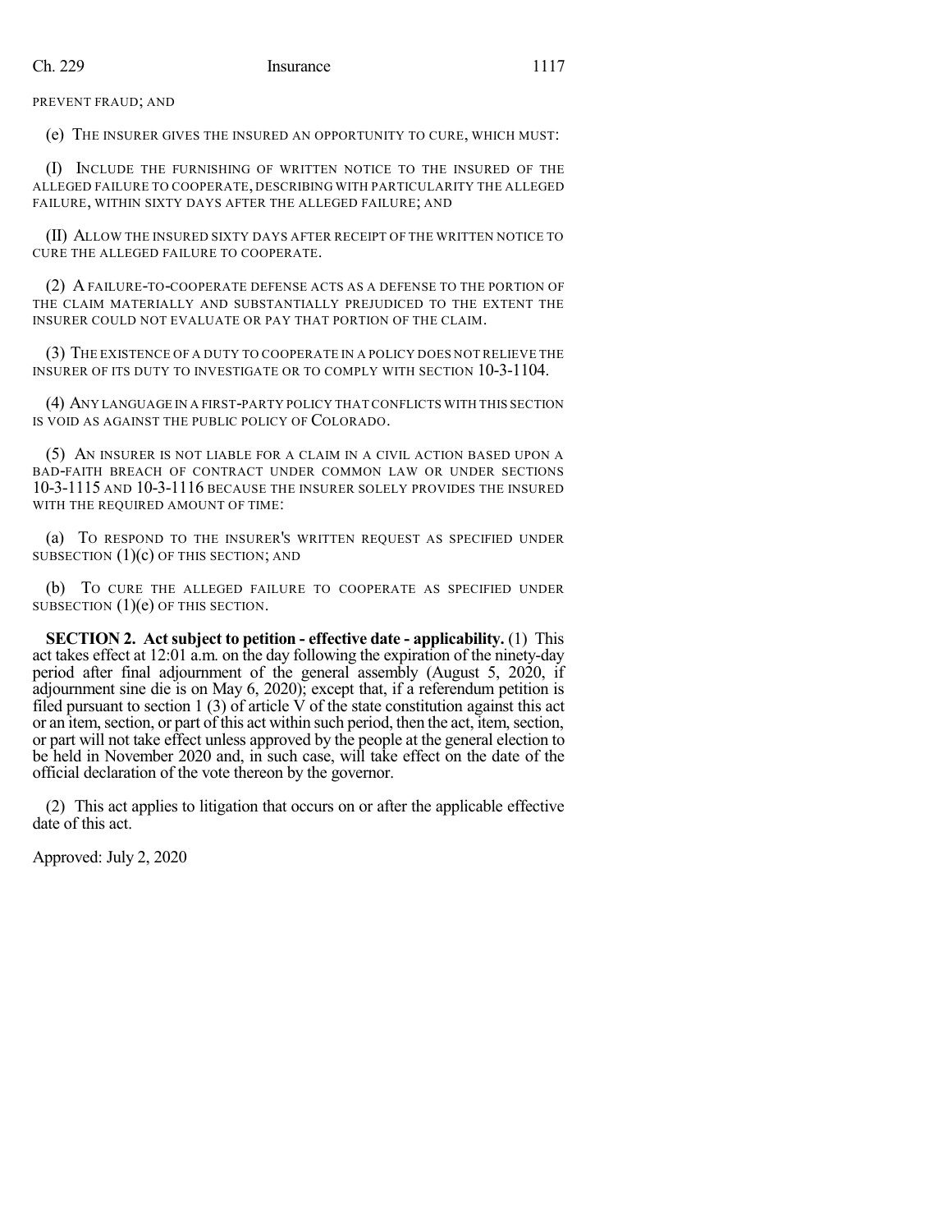PREVENT FRAUD; AND

(e) THE INSURER GIVES THE INSURED AN OPPORTUNITY TO CURE, WHICH MUST:

(I) INCLUDE THE FURNISHING OF WRITTEN NOTICE TO THE INSURED OF THE ALLEGED FAILURE TO COOPERATE, DESCRIBING WITH PARTICULARITY THE ALLEGED FAILURE, WITHIN SIXTY DAYS AFTER THE ALLEGED FAILURE; AND

(II) ALLOW THE INSURED SIXTY DAYS AFTER RECEIPT OF THE WRITTEN NOTICE TO CURE THE ALLEGED FAILURE TO COOPERATE.

(2) A FAILURE-TO-COOPERATE DEFENSE ACTS AS A DEFENSE TO THE PORTION OF THE CLAIM MATERIALLY AND SUBSTANTIALLY PREJUDICED TO THE EXTENT THE INSURER COULD NOT EVALUATE OR PAY THAT PORTION OF THE CLAIM.

(3) THE EXISTENCE OF A DUTY TO COOPERATE IN A POLICY DOES NOT RELIEVE THE INSURER OF ITS DUTY TO INVESTIGATE OR TO COMPLY WITH SECTION 10-3-1104.

(4) ANY LANGUAGE IN A FIRST-PARTY POLICY THAT CONFLICTS WITH THIS SECTION IS VOID AS AGAINST THE PUBLIC POLICY OF COLORADO.

(5) AN INSURER IS NOT LIABLE FOR A CLAIM IN A CIVIL ACTION BASED UPON A BAD-FAITH BREACH OF CONTRACT UNDER COMMON LAW OR UNDER SECTIONS 10-3-1115 AND 10-3-1116 BECAUSE THE INSURER SOLELY PROVIDES THE INSURED WITH THE REQUIRED AMOUNT OF TIME:

(a) TO RESPOND TO THE INSURER'S WRITTEN REQUEST AS SPECIFIED UNDER SUBSECTION (1)(c) OF THIS SECTION; AND

(b) TO CURE THE ALLEGED FAILURE TO COOPERATE AS SPECIFIED UNDER SUBSECTION (1)(e) OF THIS SECTION.

**SECTION 2. Act subject to petition - effective date - applicability.** (1) This act takes effect at 12:01 a.m. on the day following the expiration of the ninety-day period after final adjournment of the general assembly (August 5, 2020, if adjournment sine die is on May 6, 2020); except that, if a referendum petition is filed pursuant to section 1 (3) of article V of the state constitution against this act or an item, section, or part of this act within such period, then the act, item, section, or part will not take effect unless approved by the people at the general election to be held in November 2020 and, in such case, will take effect on the date of the official declaration of the vote thereon by the governor.

(2) This act applies to litigation that occurs on or after the applicable effective date of this act.

Approved: July 2, 2020